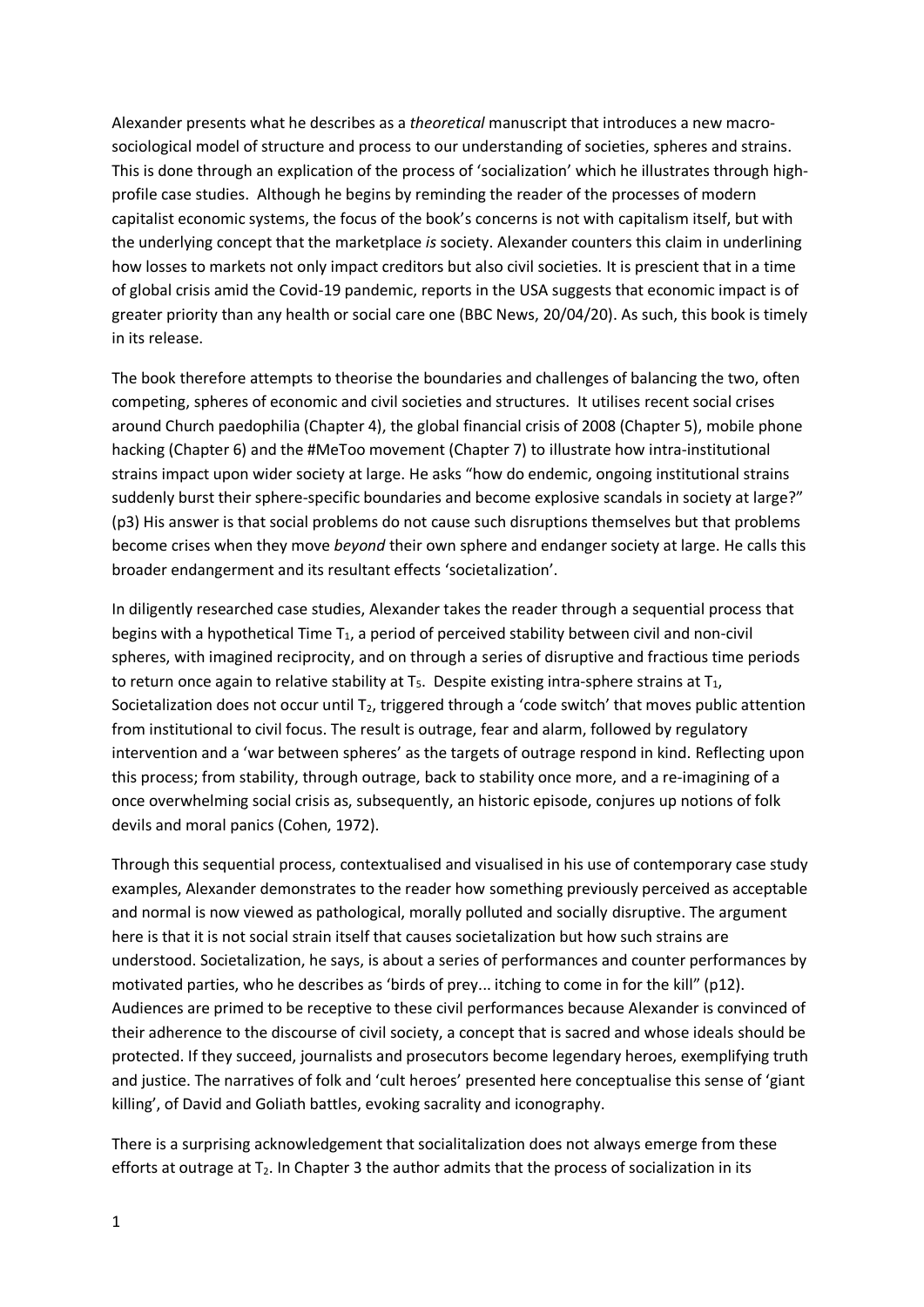Alexander presents what he describes as a *theoretical* manuscript that introduces a new macro-sociological model of structure and process to our understanding of societies, spheres and strains. This is done through an explication of the process of 'socialization' which he illustrates through high-profile case studies. Although he begins by reminding the reader of the processes of modern capitalist economic systems, the focus of the book's concerns is not with capitalism itself, but with the underlying concept that the marketplace *is* society. Alexander counters this claim in underlining how losses to markets not only impact creditors but also civil societies. It is prescient that in a time of global crisis amid the Covid-19 pandemic, reports in the USA suggests that economic impact is of greater priority than any health or social care one (BBC News, 20/04/20). As such, this book is timely in its release.

The book therefore attempts to theorise the boundaries and challenges of balancing the two, often competing, spheres of economic and civil societies and structures. It utilises recent social crises around Church paedophilia (Chapter 4), the global financial crisis of 2008 (Chapter 5), mobile phone hacking (Chapter 6) and the #MeToo movement (Chapter 7) to illustrate how intra-institutional strains impact upon wider society at large. He asks "how do endemic, ongoing institutional strains suddenly burst their sphere-specific boundaries and become explosive scandals in society at large?" (p3) His answer is that social problems do not cause such disruptions themselves but that problems become crises when they move *beyond* their own sphere and endanger society at large. He calls this broader endangerment and its resultant effects 'societalization'.

In diligently researched case studies, Alexander takes the reader through a sequential process that begins with a hypothetical Time $T_1$, a period of perceived stability between civil and non-civil spheres, with imagined reciprocity, and on through a series of disruptive and fractious time periods to return once again to relative stability at $T_5$. Despite existing intra-sphere strains at $T_1$, Societalization does not occur until $T_2$, triggered through a 'code switch' that moves public attention from institutional to civil focus. The result is outrage, fear and alarm, followed by regulatory intervention and a 'war between spheres' as the targets of outrage respond in kind. Reflecting upon this process; from stability, through outrage, back to stability once more, and a re-imagining of a once overwhelming social crisis as, subsequently, an historic episode, conjures up notions of folk devils and moral panics (Cohen, 1972).

Through this sequential process, contextualised and visualised in his use of contemporary case study examples, Alexander demonstrates to the reader how something previously perceived as acceptable and normal is now viewed as pathological, morally polluted and socially disruptive. The argument here is that it is not social strain itself that causes societalization but how such strains are understood. Societalization, he says, is about a series of performances and counter performances by motivated parties, who he describes as 'birds of prey... itching to come in for the kill" (p12). Audiences are primed to be receptive to these civil performances because Alexander is convinced of their adherence to the discourse of civil society, a concept that is sacred and whose ideals should be protected. If they succeed, journalists and prosecutors become legendary heroes, exemplifying truth and justice. The narratives of folk and 'cult heroes' presented here conceptualise this sense of 'giant killing', of David and Goliath battles, evoking sacrality and iconography.

There is a surprising acknowledgement that socialitalization does not always emerge from these efforts at outrage at $T_2$. In Chapter 3 the author admits that the process of socialization in its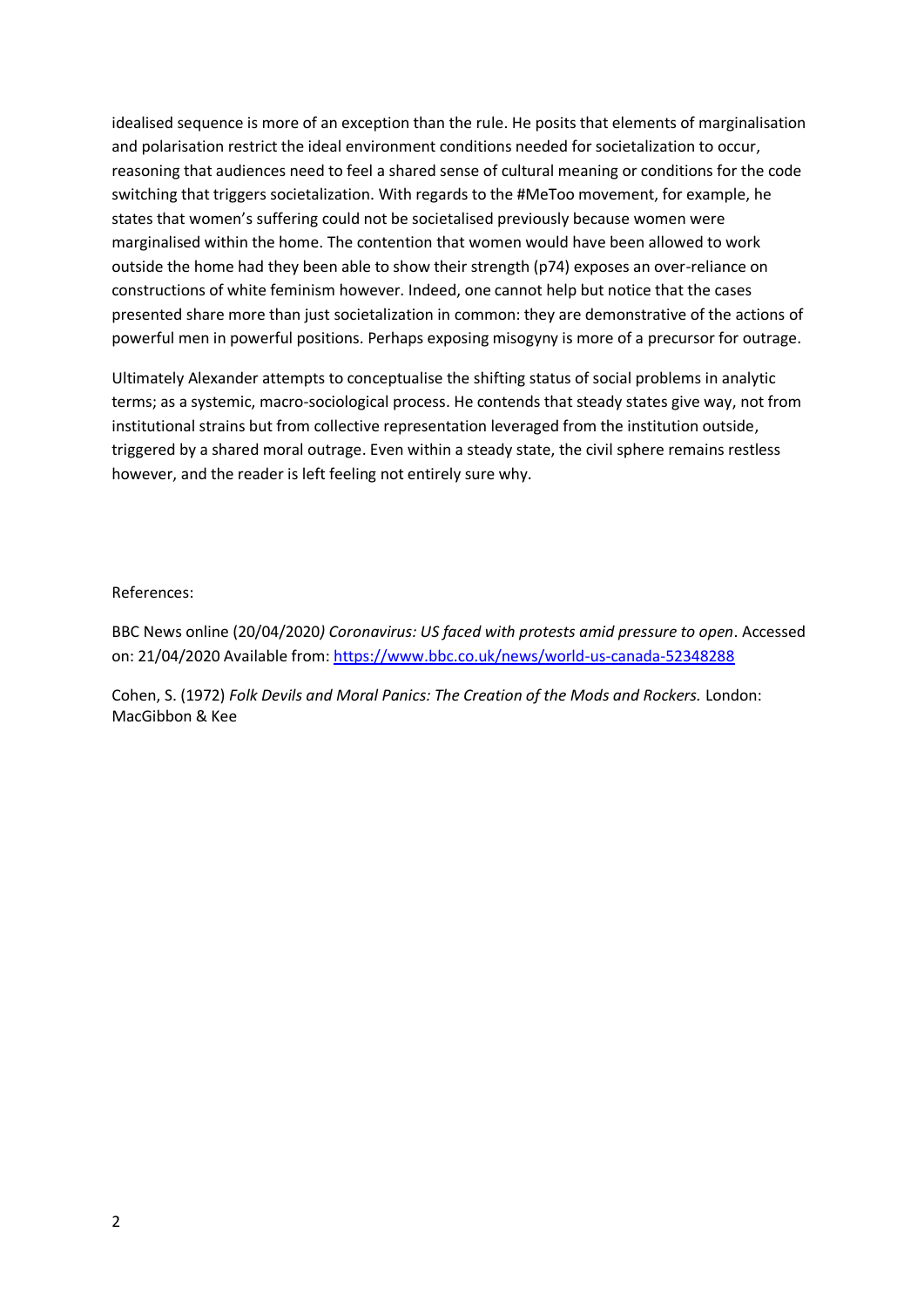idealised sequence is more of an exception than the rule. He posits that elements of marginalisation and polarisation restrict the ideal environment conditions needed for societalization to occur, reasoning that audiences need to feel a shared sense of cultural meaning or conditions for the code switching that triggers societalization. With regards to the #MeToo movement, for example, he states that women's suffering could not be societalised previously because women were marginalised within the home. The contention that women would have been allowed to work outside the home had they been able to show their strength (p74) exposes an over-reliance on constructions of white feminism however. Indeed, one cannot help but notice that the cases presented share more than just societalization in common: they are demonstrative of the actions of powerful men in powerful positions. Perhaps exposing misogyny is more of a precursor for outrage.

Ultimately Alexander attempts to conceptualise the shifting status of social problems in analytic terms; as a systemic, macro-sociological process. He contends that steady states give way, not from institutional strains but from collective representation leveraged from the institution outside, triggered by a shared moral outrage. Even within a steady state, the civil sphere remains restless however, and the reader is left feeling not entirely sure why.

References:

BBC News online (20/04/2020*) Coronavirus: US faced with protests amid pressure to open*. Accessed on: 21/04/2020 Available from: https://www.bbc.co.uk/news/world-us-canada-52348288

Cohen, S. (1972) *Folk Devils and Moral Panics: The Creation of the Mods and Rockers.* London: MacGibbon & Kee